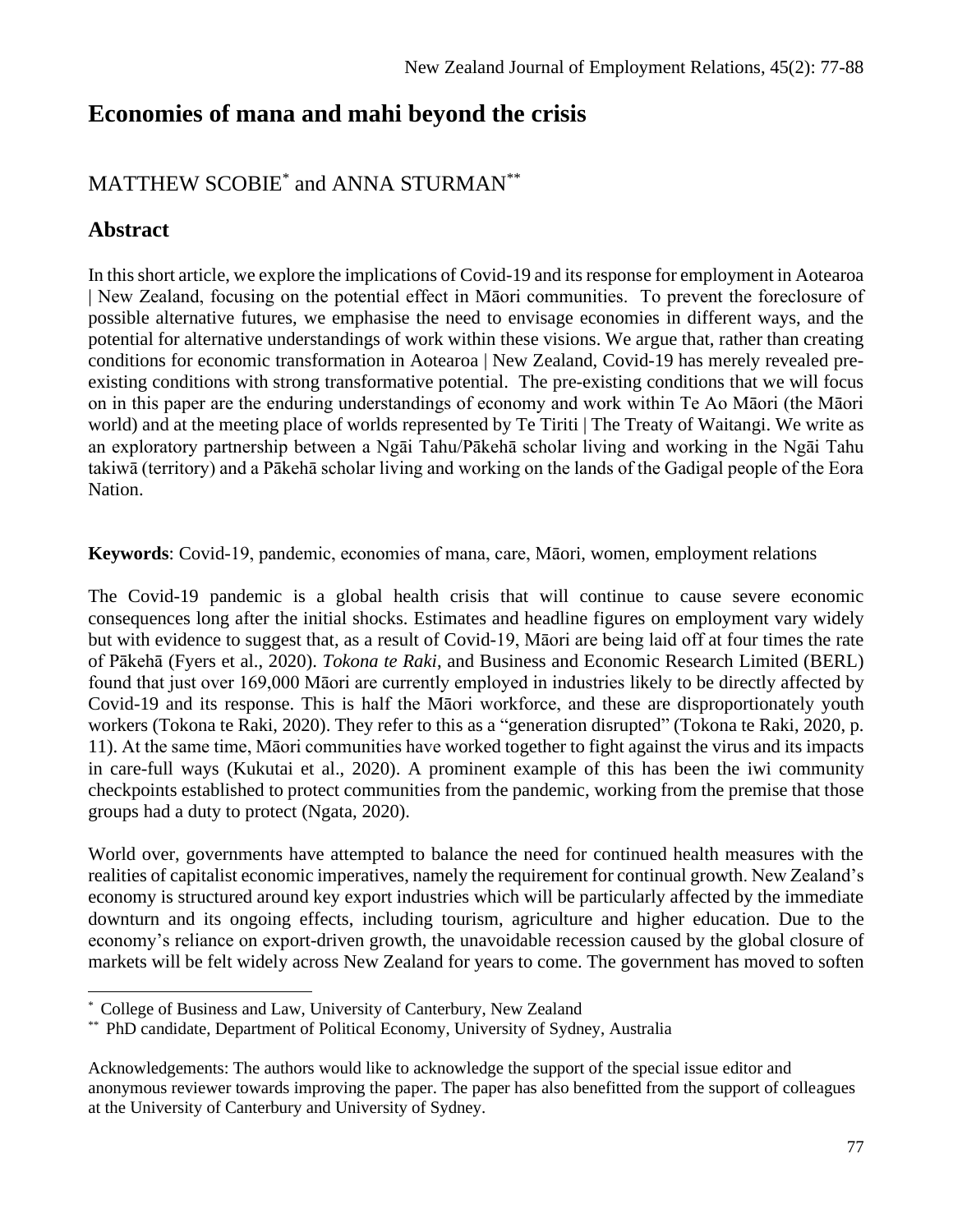# Economies of mana and mahi beyond the crisis

MATTHEW SCOBIE[*] and ANNA STURMAN[**]

## Abstract

In this short article, we explore the implications of Covid-19 and its response for employment in Aotearoa | New Zealand, focusing on the potential effect in Māori communities. To prevent the foreclosure of possible alternative futures, we emphasise the need to envisage economies in different ways, and the potential for alternative understandings of work within these visions. We argue that, rather than creating conditions for economic transformation in Aotearoa | New Zealand, Covid-19 has merely revealed pre-existing conditions with strong transformative potential. The pre-existing conditions that we will focus on in this paper are the enduring understandings of economy and work within Te Ao Māori (the Māori world) and at the meeting place of worlds represented by Te Tiriti | The Treaty of Waitangi. We write as an exploratory partnership between a Ngāi Tahu/Pākehā scholar living and working in the Ngāi Tahu takiwā (territory) and a Pākehā scholar living and working on the lands of the Gadigal people of the Eora Nation.

**Keywords**: Covid-19, pandemic, economies of mana, care, Māori, women, employment relations

The Covid-19 pandemic is a global health crisis that will continue to cause severe economic consequences long after the initial shocks. Estimates and headline figures on employment vary widely but with evidence to suggest that, as a result of Covid-19, Māori are being laid off at four times the rate of Pākehā (Fyers et al., 2020). *Tokona te Raki*, and Business and Economic Research Limited (BERL) found that just over 169,000 Māori are currently employed in industries likely to be directly affected by Covid-19 and its response. This is half the Māori workforce, and these are disproportionately youth workers (Tokona te Raki, 2020). They refer to this as a "generation disrupted" (Tokona te Raki, 2020, p. 11). At the same time, Māori communities have worked together to fight against the virus and its impacts in care-full ways (Kukutai et al., 2020). A prominent example of this has been the iwi community checkpoints established to protect communities from the pandemic, working from the premise that those groups had a duty to protect (Ngata, 2020).

World over, governments have attempted to balance the need for continued health measures with the realities of capitalist economic imperatives, namely the requirement for continual growth. New Zealand's economy is structured around key export industries which will be particularly affected by the immediate downturn and its ongoing effects, including tourism, agriculture and higher education. Due to the economy's reliance on export-driven growth, the unavoidable recession caused by the global closure of markets will be felt widely across New Zealand for years to come. The government has moved to soften

[*] College of Business and Law, University of Canterbury, New Zealand

[**] PhD candidate, Department of Political Economy, University of Sydney, Australia

Acknowledgements: The authors would like to acknowledge the support of the special issue editor and anonymous reviewer towards improving the paper. The paper has also benefitted from the support of colleagues at the University of Canterbury and University of Sydney.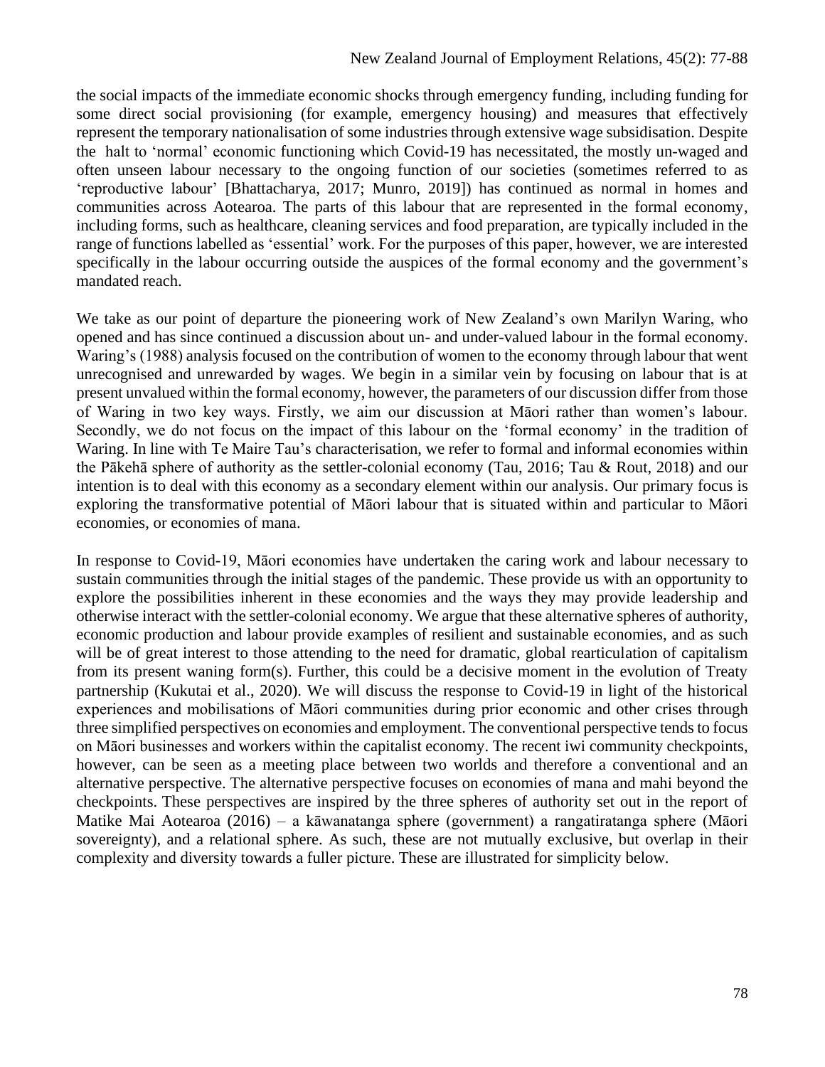the social impacts of the immediate economic shocks through emergency funding, including funding for some direct social provisioning (for example, emergency housing) and measures that effectively represent the temporary nationalisation of some industries through extensive wage subsidisation. Despite the halt to 'normal' economic functioning which Covid-19 has necessitated, the mostly un-waged and often unseen labour necessary to the ongoing function of our societies (sometimes referred to as 'reproductive labour' [Bhattacharya, 2017; Munro, 2019]) has continued as normal in homes and communities across Aotearoa. The parts of this labour that are represented in the formal economy, including forms, such as healthcare, cleaning services and food preparation, are typically included in the range of functions labelled as 'essential' work. For the purposes of this paper, however, we are interested specifically in the labour occurring outside the auspices of the formal economy and the government's mandated reach.

We take as our point of departure the pioneering work of New Zealand's own Marilyn Waring, who opened and has since continued a discussion about un- and under-valued labour in the formal economy. Waring's (1988) analysis focused on the contribution of women to the economy through labour that went unrecognised and unrewarded by wages. We begin in a similar vein by focusing on labour that is at present unvalued within the formal economy, however, the parameters of our discussion differ from those of Waring in two key ways. Firstly, we aim our discussion at Māori rather than women's labour. Secondly, we do not focus on the impact of this labour on the 'formal economy' in the tradition of Waring. In line with Te Maire Tau's characterisation, we refer to formal and informal economies within the Pākehā sphere of authority as the settler-colonial economy (Tau, 2016; Tau & Rout, 2018) and our intention is to deal with this economy as a secondary element within our analysis. Our primary focus is exploring the transformative potential of Māori labour that is situated within and particular to Māori economies, or economies of mana.

In response to Covid-19, Māori economies have undertaken the caring work and labour necessary to sustain communities through the initial stages of the pandemic. These provide us with an opportunity to explore the possibilities inherent in these economies and the ways they may provide leadership and otherwise interact with the settler-colonial economy. We argue that these alternative spheres of authority, economic production and labour provide examples of resilient and sustainable economies, and as such will be of great interest to those attending to the need for dramatic, global rearticulation of capitalism from its present waning form(s). Further, this could be a decisive moment in the evolution of Treaty partnership (Kukutai et al., 2020). We will discuss the response to Covid-19 in light of the historical experiences and mobilisations of Māori communities during prior economic and other crises through three simplified perspectives on economies and employment. The conventional perspective tends to focus on Māori businesses and workers within the capitalist economy. The recent iwi community checkpoints, however, can be seen as a meeting place between two worlds and therefore a conventional and an alternative perspective. The alternative perspective focuses on economies of mana and mahi beyond the checkpoints. These perspectives are inspired by the three spheres of authority set out in the report of Matike Mai Aotearoa (2016) – a kāwanatanga sphere (government) a rangatiratanga sphere (Māori sovereignty), and a relational sphere. As such, these are not mutually exclusive, but overlap in their complexity and diversity towards a fuller picture. These are illustrated for simplicity below.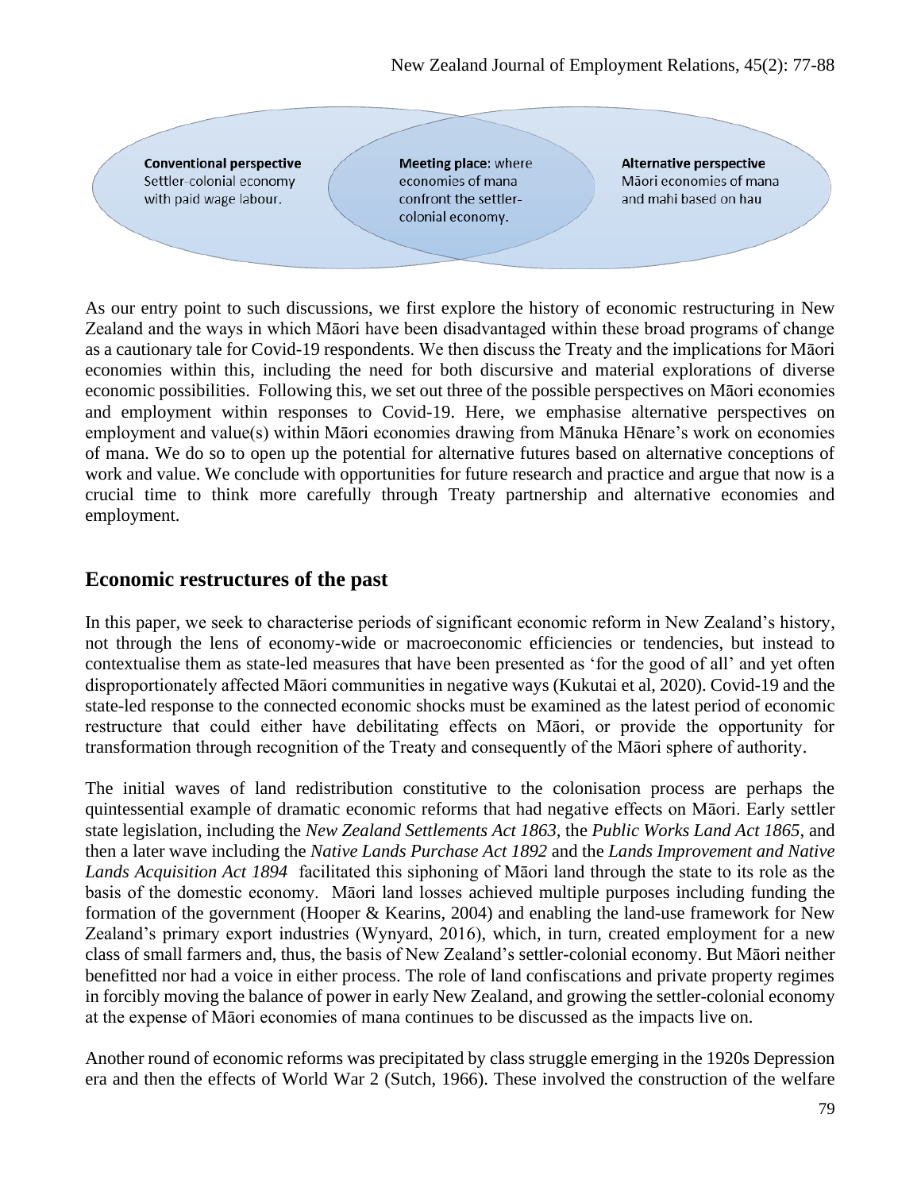**Conventional perspective**
Settler-colonial economy with paid wage labour.

**Meeting place**: where economies of mana confront the settler-colonial economy.

**Alternative perspective**
Māori economies of mana and mahi based on hau

As our entry point to such discussions, we first explore the history of economic restructuring in New Zealand and the ways in which Māori have been disadvantaged within these broad programs of change as a cautionary tale for Covid-19 respondents. We then discuss the Treaty and the implications for Māori economies within this, including the need for both discursive and material explorations of diverse economic possibilities. Following this, we set out three of the possible perspectives on Māori economies and employment within responses to Covid-19. Here, we emphasise alternative perspectives on employment and value(s) within Māori economies drawing from Mānuka Hēnare's work on economies of mana. We do so to open up the potential for alternative futures based on alternative conceptions of work and value. We conclude with opportunities for future research and practice and argue that now is a crucial time to think more carefully through Treaty partnership and alternative economies and employment.

## Economic restructures of the past

In this paper, we seek to characterise periods of significant economic reform in New Zealand's history, not through the lens of economy-wide or macroeconomic efficiencies or tendencies, but instead to contextualise them as state-led measures that have been presented as 'for the good of all' and yet often disproportionately affected Māori communities in negative ways (Kukutai et al, 2020). Covid-19 and the state-led response to the connected economic shocks must be examined as the latest period of economic restructure that could either have debilitating effects on Māori, or provide the opportunity for transformation through recognition of the Treaty and consequently of the Māori sphere of authority.

The initial waves of land redistribution constitutive to the colonisation process are perhaps the quintessential example of dramatic economic reforms that had negative effects on Māori. Early settler state legislation, including the *New Zealand Settlements Act 1863,* the *Public Works Land Act 1865*, and then a later wave including the *Native Lands Purchase Act 1892* and the *Lands Improvement and Native Lands Acquisition Act 1894* facilitated this siphoning of Māori land through the state to its role as the basis of the domestic economy. Māori land losses achieved multiple purposes including funding the formation of the government (Hooper & Kearins, 2004) and enabling the land-use framework for New Zealand's primary export industries (Wynyard, 2016), which, in turn, created employment for a new class of small farmers and, thus, the basis of New Zealand's settler-colonial economy. But Māori neither benefitted nor had a voice in either process. The role of land confiscations and private property regimes in forcibly moving the balance of power in early New Zealand, and growing the settler-colonial economy at the expense of Māori economies of mana continues to be discussed as the impacts live on.

Another round of economic reforms was precipitated by class struggle emerging in the 1920s Depression era and then the effects of World War 2 (Sutch, 1966). These involved the construction of the welfare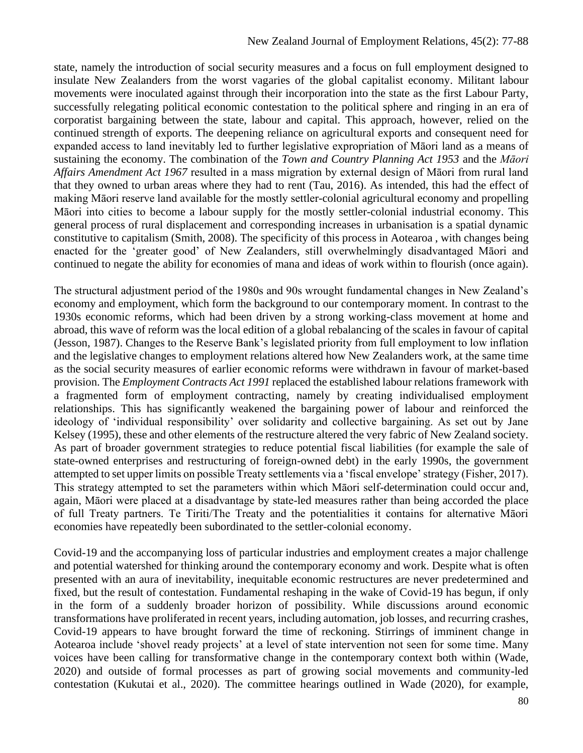state, namely the introduction of social security measures and a focus on full employment designed to insulate New Zealanders from the worst vagaries of the global capitalist economy. Militant labour movements were inoculated against through their incorporation into the state as the first Labour Party, successfully relegating political economic contestation to the political sphere and ringing in an era of corporatist bargaining between the state, labour and capital. This approach, however, relied on the continued strength of exports. The deepening reliance on agricultural exports and consequent need for expanded access to land inevitably led to further legislative expropriation of Māori land as a means of sustaining the economy. The combination of the *Town and Country Planning Act 1953* and the *Māori Affairs Amendment Act 1967* resulted in a mass migration by external design of Māori from rural land that they owned to urban areas where they had to rent (Tau, 2016). As intended, this had the effect of making Māori reserve land available for the mostly settler-colonial agricultural economy and propelling Māori into cities to become a labour supply for the mostly settler-colonial industrial economy. This general process of rural displacement and corresponding increases in urbanisation is a spatial dynamic constitutive to capitalism (Smith, 2008). The specificity of this process in Aotearoa , with changes being enacted for the 'greater good' of New Zealanders, still overwhelmingly disadvantaged Māori and continued to negate the ability for economies of mana and ideas of work within to flourish (once again).

The structural adjustment period of the 1980s and 90s wrought fundamental changes in New Zealand's economy and employment, which form the background to our contemporary moment. In contrast to the 1930s economic reforms, which had been driven by a strong working-class movement at home and abroad, this wave of reform was the local edition of a global rebalancing of the scales in favour of capital (Jesson, 1987). Changes to the Reserve Bank's legislated priority from full employment to low inflation and the legislative changes to employment relations altered how New Zealanders work, at the same time as the social security measures of earlier economic reforms were withdrawn in favour of market-based provision. The *Employment Contracts Act 1991* replaced the established labour relations framework with a fragmented form of employment contracting, namely by creating individualised employment relationships. This has significantly weakened the bargaining power of labour and reinforced the ideology of 'individual responsibility' over solidarity and collective bargaining. As set out by Jane Kelsey (1995), these and other elements of the restructure altered the very fabric of New Zealand society. As part of broader government strategies to reduce potential fiscal liabilities (for example the sale of state-owned enterprises and restructuring of foreign-owned debt) in the early 1990s, the government attempted to set upper limits on possible Treaty settlements via a 'fiscal envelope' strategy (Fisher, 2017). This strategy attempted to set the parameters within which Māori self-determination could occur and, again, Māori were placed at a disadvantage by state-led measures rather than being accorded the place of full Treaty partners. Te Tiriti/The Treaty and the potentialities it contains for alternative Māori economies have repeatedly been subordinated to the settler-colonial economy.

Covid-19 and the accompanying loss of particular industries and employment creates a major challenge and potential watershed for thinking around the contemporary economy and work. Despite what is often presented with an aura of inevitability, inequitable economic restructures are never predetermined and fixed, but the result of contestation. Fundamental reshaping in the wake of Covid-19 has begun, if only in the form of a suddenly broader horizon of possibility. While discussions around economic transformations have proliferated in recent years, including automation, job losses, and recurring crashes, Covid-19 appears to have brought forward the time of reckoning. Stirrings of imminent change in Aotearoa include 'shovel ready projects' at a level of state intervention not seen for some time. Many voices have been calling for transformative change in the contemporary context both within (Wade, 2020) and outside of formal processes as part of growing social movements and community-led contestation (Kukutai et al., 2020). The committee hearings outlined in Wade (2020), for example,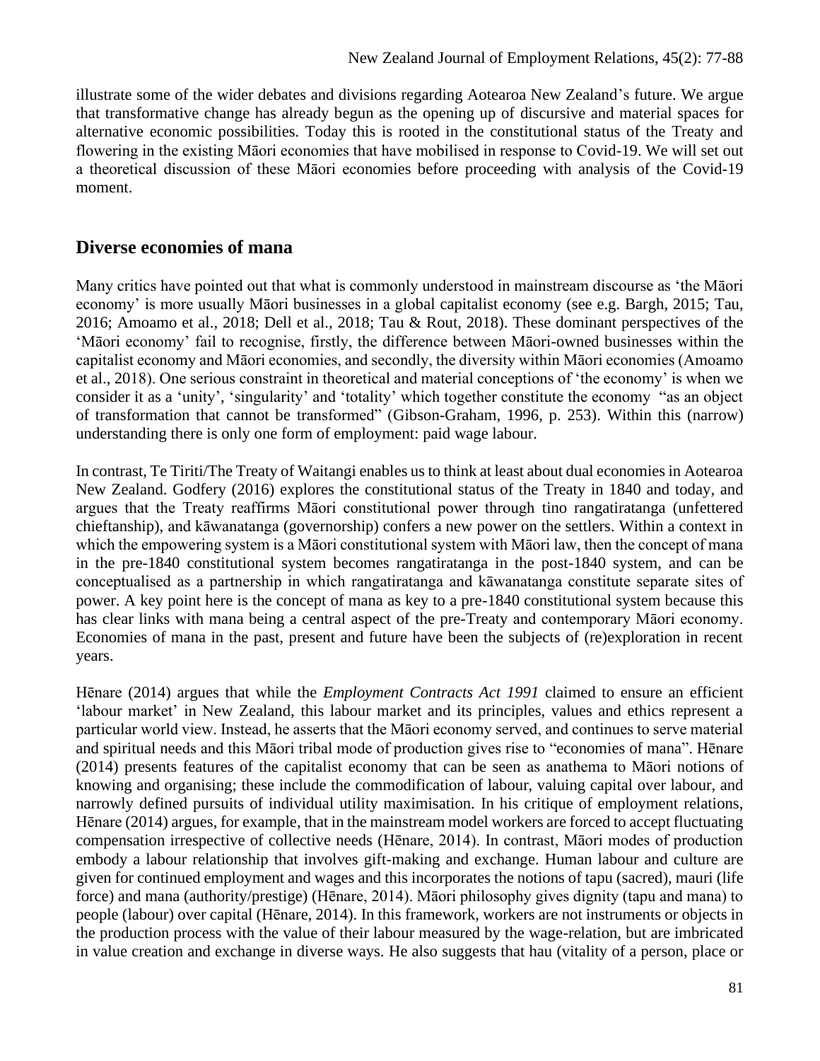illustrate some of the wider debates and divisions regarding Aotearoa New Zealand's future. We argue that transformative change has already begun as the opening up of discursive and material spaces for alternative economic possibilities. Today this is rooted in the constitutional status of the Treaty and flowering in the existing Māori economies that have mobilised in response to Covid-19. We will set out a theoretical discussion of these Māori economies before proceeding with analysis of the Covid-19 moment.

## Diverse economies of mana

Many critics have pointed out that what is commonly understood in mainstream discourse as 'the Māori economy' is more usually Māori businesses in a global capitalist economy (see e.g. Bargh, 2015; Tau, 2016; Amoamo et al., 2018; Dell et al., 2018; Tau & Rout, 2018). These dominant perspectives of the 'Māori economy' fail to recognise, firstly, the difference between Māori-owned businesses within the capitalist economy and Māori economies, and secondly, the diversity within Māori economies (Amoamo et al., 2018). One serious constraint in theoretical and material conceptions of 'the economy' is when we consider it as a 'unity', 'singularity' and 'totality' which together constitute the economy "as an object of transformation that cannot be transformed" (Gibson-Graham, 1996, p. 253). Within this (narrow) understanding there is only one form of employment: paid wage labour.

In contrast, Te Tiriti/The Treaty of Waitangi enables us to think at least about dual economies in Aotearoa New Zealand. Godfery (2016) explores the constitutional status of the Treaty in 1840 and today, and argues that the Treaty reaffirms Māori constitutional power through tino rangatiratanga (unfettered chieftanship), and kāwanatanga (governorship) confers a new power on the settlers. Within a context in which the empowering system is a Māori constitutional system with Māori law, then the concept of mana in the pre-1840 constitutional system becomes rangatiratanga in the post-1840 system, and can be conceptualised as a partnership in which rangatiratanga and kāwanatanga constitute separate sites of power. A key point here is the concept of mana as key to a pre-1840 constitutional system because this has clear links with mana being a central aspect of the pre-Treaty and contemporary Māori economy. Economies of mana in the past, present and future have been the subjects of (re)exploration in recent years.

Hēnare (2014) argues that while the *Employment Contracts Act 1991* claimed to ensure an efficient 'labour market' in New Zealand, this labour market and its principles, values and ethics represent a particular world view. Instead, he asserts that the Māori economy served, and continues to serve material and spiritual needs and this Māori tribal mode of production gives rise to "economies of mana". Hēnare (2014) presents features of the capitalist economy that can be seen as anathema to Māori notions of knowing and organising; these include the commodification of labour, valuing capital over labour, and narrowly defined pursuits of individual utility maximisation. In his critique of employment relations, Hēnare (2014) argues, for example, that in the mainstream model workers are forced to accept fluctuating compensation irrespective of collective needs (Hēnare, 2014). In contrast, Māori modes of production embody a labour relationship that involves gift-making and exchange. Human labour and culture are given for continued employment and wages and this incorporates the notions of tapu (sacred), mauri (life force) and mana (authority/prestige) (Hēnare, 2014). Māori philosophy gives dignity (tapu and mana) to people (labour) over capital (Hēnare, 2014). In this framework, workers are not instruments or objects in the production process with the value of their labour measured by the wage-relation, but are imbricated in value creation and exchange in diverse ways. He also suggests that hau (vitality of a person, place or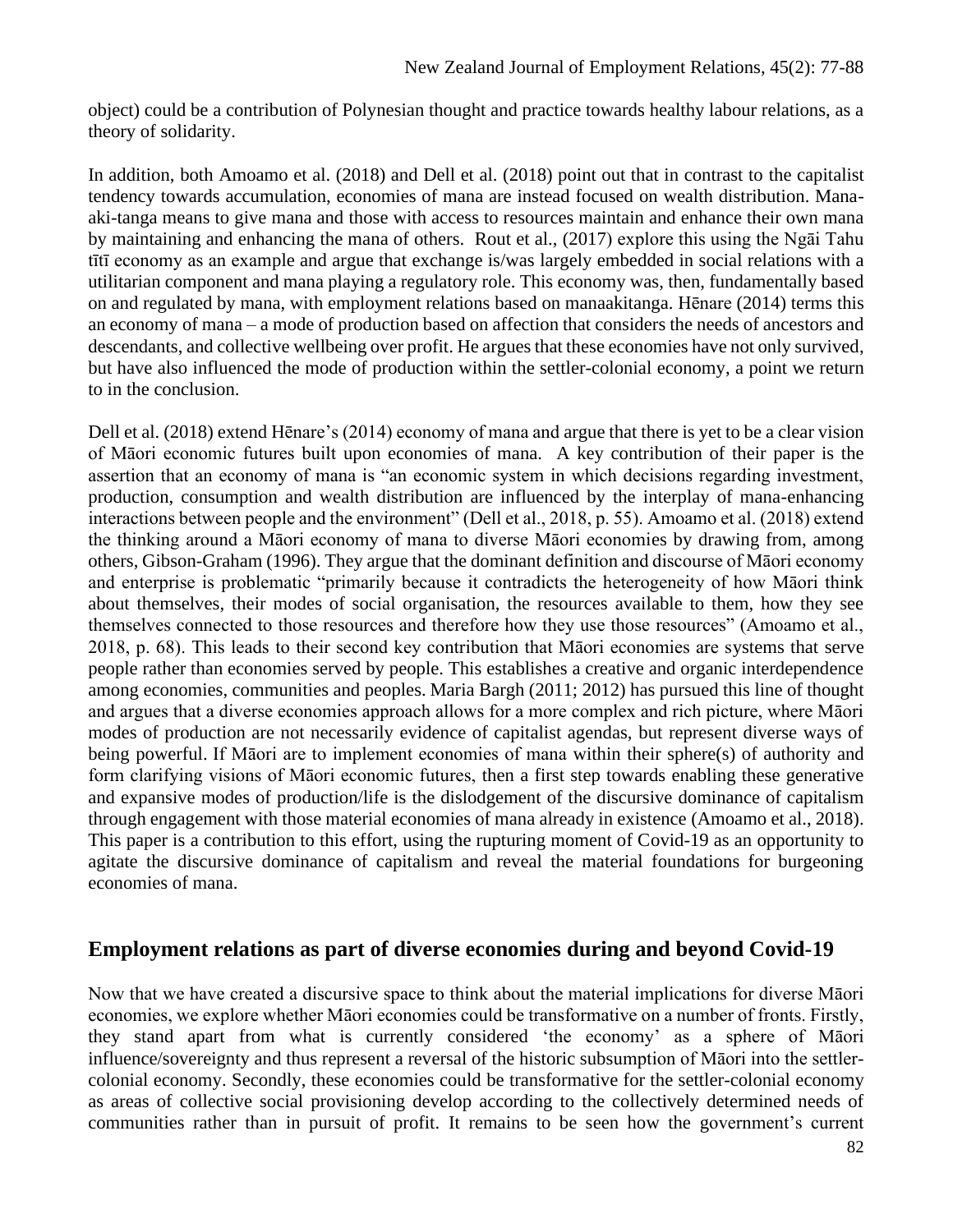object) could be a contribution of Polynesian thought and practice towards healthy labour relations, as a theory of solidarity.

In addition, both Amoamo et al. (2018) and Dell et al. (2018) point out that in contrast to the capitalist tendency towards accumulation, economies of mana are instead focused on wealth distribution. Mana-aki-tanga means to give mana and those with access to resources maintain and enhance their own mana by maintaining and enhancing the mana of others. Rout et al., (2017) explore this using the Ngāi Tahu tītī economy as an example and argue that exchange is/was largely embedded in social relations with a utilitarian component and mana playing a regulatory role. This economy was, then, fundamentally based on and regulated by mana, with employment relations based on manaakitanga. Hēnare (2014) terms this an economy of mana – a mode of production based on affection that considers the needs of ancestors and descendants, and collective wellbeing over profit. He argues that these economies have not only survived, but have also influenced the mode of production within the settler-colonial economy, a point we return to in the conclusion.

Dell et al. (2018) extend Hēnare's (2014) economy of mana and argue that there is yet to be a clear vision of Māori economic futures built upon economies of mana. A key contribution of their paper is the assertion that an economy of mana is "an economic system in which decisions regarding investment, production, consumption and wealth distribution are influenced by the interplay of mana-enhancing interactions between people and the environment" (Dell et al., 2018, p. 55). Amoamo et al. (2018) extend the thinking around a Māori economy of mana to diverse Māori economies by drawing from, among others, Gibson-Graham (1996). They argue that the dominant definition and discourse of Māori economy and enterprise is problematic "primarily because it contradicts the heterogeneity of how Māori think about themselves, their modes of social organisation, the resources available to them, how they see themselves connected to those resources and therefore how they use those resources" (Amoamo et al., 2018, p. 68). This leads to their second key contribution that Māori economies are systems that serve people rather than economies served by people. This establishes a creative and organic interdependence among economies, communities and peoples. Maria Bargh (2011; 2012) has pursued this line of thought and argues that a diverse economies approach allows for a more complex and rich picture, where Māori modes of production are not necessarily evidence of capitalist agendas, but represent diverse ways of being powerful. If Māori are to implement economies of mana within their sphere(s) of authority and form clarifying visions of Māori economic futures, then a first step towards enabling these generative and expansive modes of production/life is the dislodgement of the discursive dominance of capitalism through engagement with those material economies of mana already in existence (Amoamo et al., 2018). This paper is a contribution to this effort, using the rupturing moment of Covid-19 as an opportunity to agitate the discursive dominance of capitalism and reveal the material foundations for burgeoning economies of mana.

## Employment relations as part of diverse economies during and beyond Covid-19

Now that we have created a discursive space to think about the material implications for diverse Māori economies, we explore whether Māori economies could be transformative on a number of fronts. Firstly, they stand apart from what is currently considered 'the economy' as a sphere of Māori influence/sovereignty and thus represent a reversal of the historic subsumption of Māori into the settler-colonial economy. Secondly, these economies could be transformative for the settler-colonial economy as areas of collective social provisioning develop according to the collectively determined needs of communities rather than in pursuit of profit. It remains to be seen how the government's current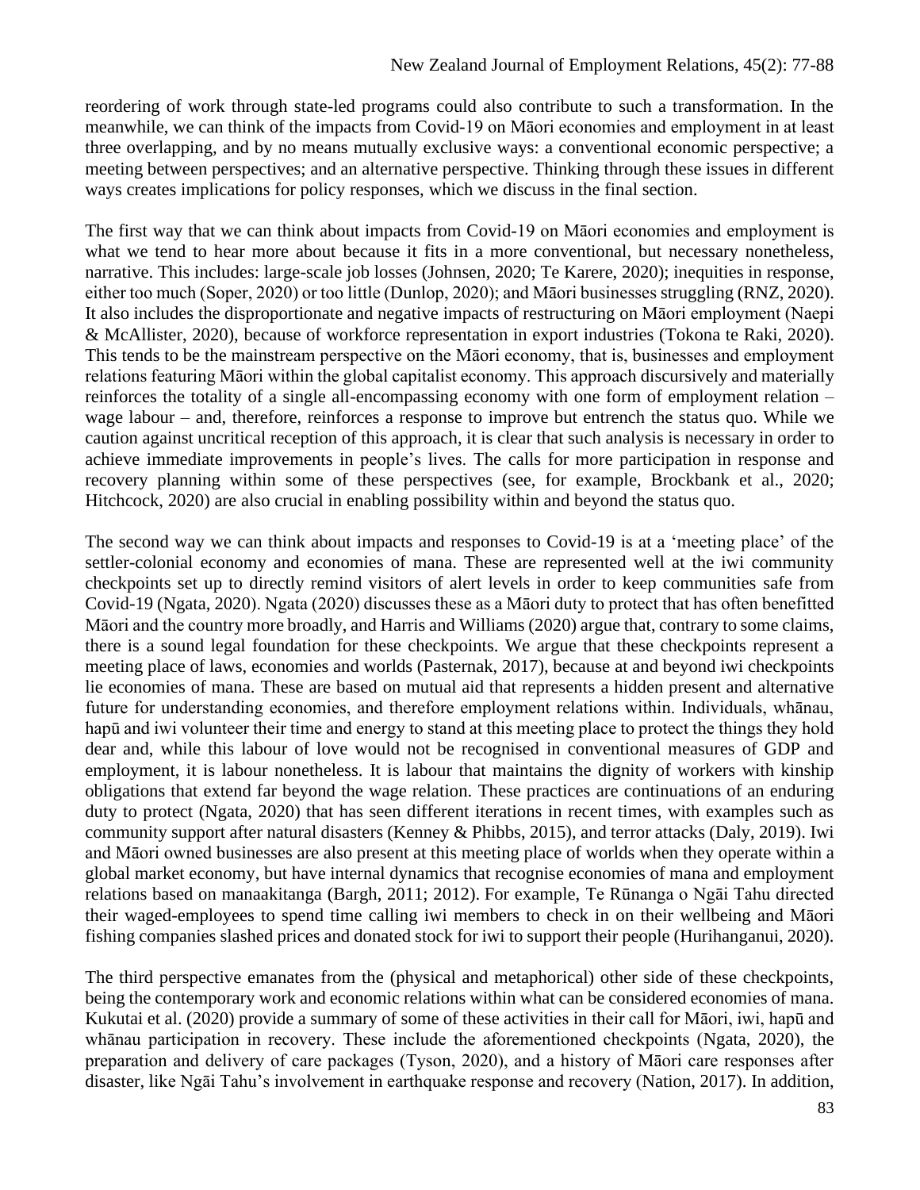reordering of work through state-led programs could also contribute to such a transformation. In the meanwhile, we can think of the impacts from Covid-19 on Māori economies and employment in at least three overlapping, and by no means mutually exclusive ways: a conventional economic perspective; a meeting between perspectives; and an alternative perspective. Thinking through these issues in different ways creates implications for policy responses, which we discuss in the final section.

The first way that we can think about impacts from Covid-19 on Māori economies and employment is what we tend to hear more about because it fits in a more conventional, but necessary nonetheless, narrative. This includes: large-scale job losses (Johnsen, 2020; Te Karere, 2020); inequities in response, either too much (Soper, 2020) or too little (Dunlop, 2020); and Māori businesses struggling (RNZ, 2020). It also includes the disproportionate and negative impacts of restructuring on Māori employment (Naepi & McAllister, 2020), because of workforce representation in export industries (Tokona te Raki, 2020). This tends to be the mainstream perspective on the Māori economy, that is, businesses and employment relations featuring Māori within the global capitalist economy. This approach discursively and materially reinforces the totality of a single all-encompassing economy with one form of employment relation – wage labour – and, therefore, reinforces a response to improve but entrench the status quo. While we caution against uncritical reception of this approach, it is clear that such analysis is necessary in order to achieve immediate improvements in people's lives. The calls for more participation in response and recovery planning within some of these perspectives (see, for example, Brockbank et al., 2020; Hitchcock, 2020) are also crucial in enabling possibility within and beyond the status quo.

The second way we can think about impacts and responses to Covid-19 is at a 'meeting place' of the settler-colonial economy and economies of mana. These are represented well at the iwi community checkpoints set up to directly remind visitors of alert levels in order to keep communities safe from Covid-19 (Ngata, 2020). Ngata (2020) discusses these as a Māori duty to protect that has often benefitted Māori and the country more broadly, and Harris and Williams (2020) argue that, contrary to some claims, there is a sound legal foundation for these checkpoints. We argue that these checkpoints represent a meeting place of laws, economies and worlds (Pasternak, 2017), because at and beyond iwi checkpoints lie economies of mana. These are based on mutual aid that represents a hidden present and alternative future for understanding economies, and therefore employment relations within. Individuals, whānau, hapū and iwi volunteer their time and energy to stand at this meeting place to protect the things they hold dear and, while this labour of love would not be recognised in conventional measures of GDP and employment, it is labour nonetheless. It is labour that maintains the dignity of workers with kinship obligations that extend far beyond the wage relation. These practices are continuations of an enduring duty to protect (Ngata, 2020) that has seen different iterations in recent times, with examples such as community support after natural disasters (Kenney & Phibbs, 2015), and terror attacks (Daly, 2019). Iwi and Māori owned businesses are also present at this meeting place of worlds when they operate within a global market economy, but have internal dynamics that recognise economies of mana and employment relations based on manaakitanga (Bargh, 2011; 2012). For example, Te Rūnanga o Ngāi Tahu directed their waged-employees to spend time calling iwi members to check in on their wellbeing and Māori fishing companies slashed prices and donated stock for iwi to support their people (Hurihanganui, 2020).

The third perspective emanates from the (physical and metaphorical) other side of these checkpoints, being the contemporary work and economic relations within what can be considered economies of mana. Kukutai et al. (2020) provide a summary of some of these activities in their call for Māori, iwi, hapū and whānau participation in recovery. These include the aforementioned checkpoints (Ngata, 2020), the preparation and delivery of care packages (Tyson, 2020), and a history of Māori care responses after disaster, like Ngāi Tahu's involvement in earthquake response and recovery (Nation, 2017). In addition,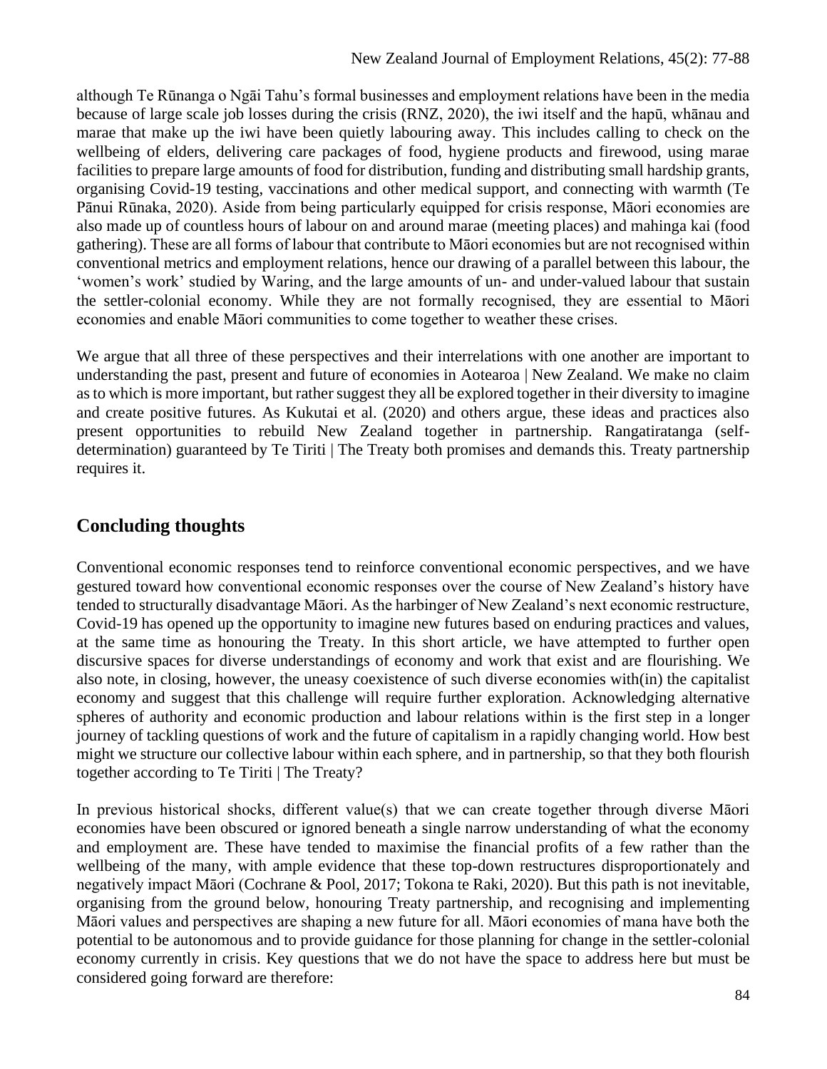although Te Rūnanga o Ngāi Tahu's formal businesses and employment relations have been in the media because of large scale job losses during the crisis (RNZ, 2020), the iwi itself and the hapū, whānau and marae that make up the iwi have been quietly labouring away. This includes calling to check on the wellbeing of elders, delivering care packages of food, hygiene products and firewood, using marae facilities to prepare large amounts of food for distribution, funding and distributing small hardship grants, organising Covid-19 testing, vaccinations and other medical support, and connecting with warmth (Te Pānui Rūnaka, 2020). Aside from being particularly equipped for crisis response, Māori economies are also made up of countless hours of labour on and around marae (meeting places) and mahinga kai (food gathering). These are all forms of labour that contribute to Māori economies but are not recognised within conventional metrics and employment relations, hence our drawing of a parallel between this labour, the 'women's work' studied by Waring, and the large amounts of un- and under-valued labour that sustain the settler-colonial economy. While they are not formally recognised, they are essential to Māori economies and enable Māori communities to come together to weather these crises.

We argue that all three of these perspectives and their interrelations with one another are important to understanding the past, present and future of economies in Aotearoa | New Zealand. We make no claim as to which is more important, but rather suggest they all be explored together in their diversity to imagine and create positive futures. As Kukutai et al. (2020) and others argue, these ideas and practices also present opportunities to rebuild New Zealand together in partnership. Rangatiratanga (self-determination) guaranteed by Te Tiriti | The Treaty both promises and demands this. Treaty partnership requires it.

## Concluding thoughts

Conventional economic responses tend to reinforce conventional economic perspectives, and we have gestured toward how conventional economic responses over the course of New Zealand's history have tended to structurally disadvantage Māori. As the harbinger of New Zealand's next economic restructure, Covid-19 has opened up the opportunity to imagine new futures based on enduring practices and values, at the same time as honouring the Treaty. In this short article, we have attempted to further open discursive spaces for diverse understandings of economy and work that exist and are flourishing. We also note, in closing, however, the uneasy coexistence of such diverse economies with(in) the capitalist economy and suggest that this challenge will require further exploration. Acknowledging alternative spheres of authority and economic production and labour relations within is the first step in a longer journey of tackling questions of work and the future of capitalism in a rapidly changing world. How best might we structure our collective labour within each sphere, and in partnership, so that they both flourish together according to Te Tiriti | The Treaty?

In previous historical shocks, different value(s) that we can create together through diverse Māori economies have been obscured or ignored beneath a single narrow understanding of what the economy and employment are. These have tended to maximise the financial profits of a few rather than the wellbeing of the many, with ample evidence that these top-down restructures disproportionately and negatively impact Māori (Cochrane & Pool, 2017; Tokona te Raki, 2020). But this path is not inevitable, organising from the ground below, honouring Treaty partnership, and recognising and implementing Māori values and perspectives are shaping a new future for all. Māori economies of mana have both the potential to be autonomous and to provide guidance for those planning for change in the settler-colonial economy currently in crisis. Key questions that we do not have the space to address here but must be considered going forward are therefore: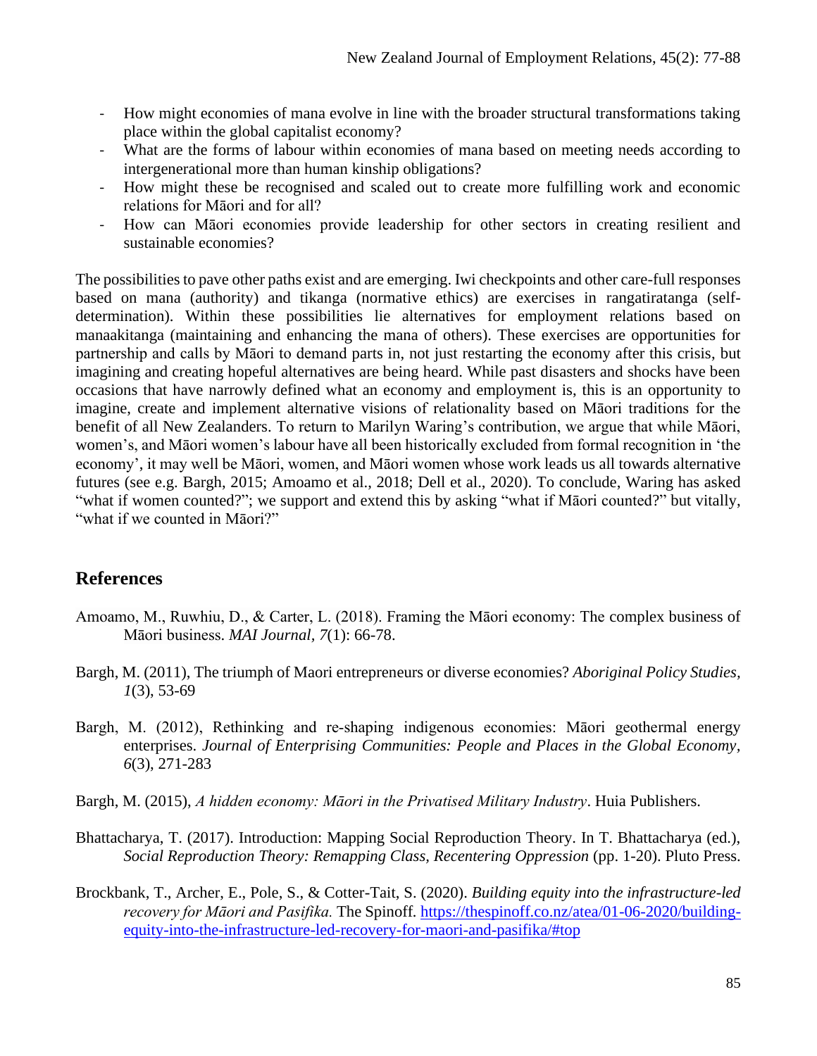- How might economies of mana evolve in line with the broader structural transformations taking place within the global capitalist economy?
- What are the forms of labour within economies of mana based on meeting needs according to intergenerational more than human kinship obligations?
- How might these be recognised and scaled out to create more fulfilling work and economic relations for Māori and for all?
- How can Māori economies provide leadership for other sectors in creating resilient and sustainable economies?

The possibilities to pave other paths exist and are emerging. Iwi checkpoints and other care-full responses based on mana (authority) and tikanga (normative ethics) are exercises in rangatiratanga (self-determination). Within these possibilities lie alternatives for employment relations based on manaakitanga (maintaining and enhancing the mana of others). These exercises are opportunities for partnership and calls by Māori to demand parts in, not just restarting the economy after this crisis, but imagining and creating hopeful alternatives are being heard. While past disasters and shocks have been occasions that have narrowly defined what an economy and employment is, this is an opportunity to imagine, create and implement alternative visions of relationality based on Māori traditions for the benefit of all New Zealanders. To return to Marilyn Waring's contribution, we argue that while Māori, women's, and Māori women's labour have all been historically excluded from formal recognition in 'the economy', it may well be Māori, women, and Māori women whose work leads us all towards alternative futures (see e.g. Bargh, 2015; Amoamo et al., 2018; Dell et al., 2020). To conclude, Waring has asked "what if women counted?"; we support and extend this by asking "what if Māori counted?" but vitally, "what if we counted in Māori?"

## References

Amoamo, M., Ruwhiu, D., & Carter, L. (2018). Framing the Māori economy: The complex business of Māori business. *MAI Journal, 7*(1): 66-78.

Bargh, M. (2011), The triumph of Maori entrepreneurs or diverse economies? *Aboriginal Policy Studies, 1*(3), 53-69

Bargh, M. (2012), Rethinking and re-shaping indigenous economies: Māori geothermal energy enterprises. *Journal of Enterprising Communities: People and Places in the Global Economy, 6*(3), 271-283

Bargh, M. (2015), *A hidden economy: Māori in the Privatised Military Industry*. Huia Publishers.

Bhattacharya, T. (2017). Introduction: Mapping Social Reproduction Theory. In T. Bhattacharya (ed.), *Social Reproduction Theory: Remapping Class, Recentering Oppression* (pp. 1-20). Pluto Press.

Brockbank, T., Archer, E., Pole, S., & Cotter-Tait, S. (2020). *Building equity into the infrastructure-led recovery for Māori and Pasifika.* The Spinoff. https://thespinoff.co.nz/atea/01-06-2020/building-equity-into-the-infrastructure-led-recovery-for-maori-and-pasifika/#top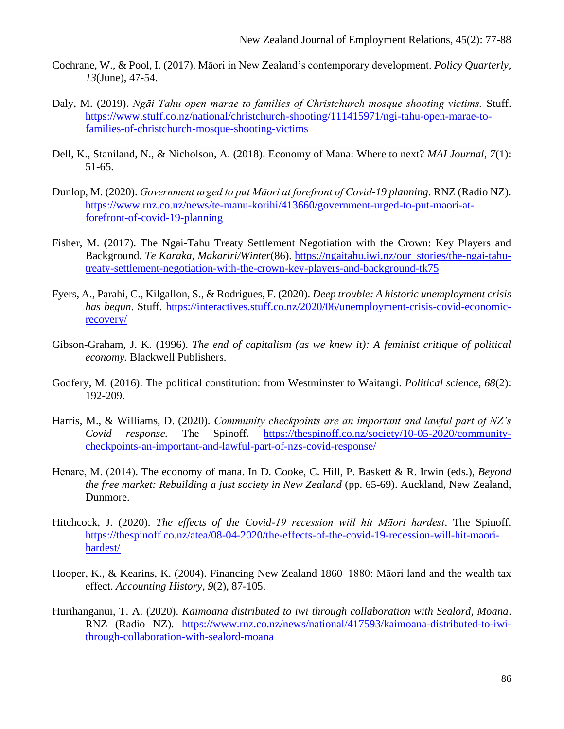Cochrane, W., & Pool, I. (2017). Māori in New Zealand's contemporary development. *Policy Quarterly, 13*(June), 47-54.

Daly, M. (2019). *Ngāi Tahu open marae to families of Christchurch mosque shooting victims.* Stuff. https://www.stuff.co.nz/national/christchurch-shooting/111415971/ngi-tahu-open-marae-to-families-of-christchurch-mosque-shooting-victims

Dell, K., Staniland, N., & Nicholson, A. (2018). Economy of Mana: Where to next? *MAI Journal*, *7*(1): 51-65.

Dunlop, M. (2020). *Government urged to put Māori at forefront of Covid-19 planning*. RNZ (Radio NZ). https://www.rnz.co.nz/news/te-manu-korihi/413660/government-urged-to-put-maori-at-forefront-of-covid-19-planning

Fisher, M. (2017). The Ngai-Tahu Treaty Settlement Negotiation with the Crown: Key Players and Background. *Te Karaka, Makariri/Winter*(86). https://ngaitahu.iwi.nz/our_stories/the-ngai-tahu-treaty-settlement-negotiation-with-the-crown-key-players-and-background-tk75

Fyers, A., Parahi, C., Kilgallon, S., & Rodrigues, F. (2020). *Deep trouble: A historic unemployment crisis has begun*. Stuff. https://interactives.stuff.co.nz/2020/06/unemployment-crisis-covid-economic-recovery/

Gibson-Graham, J. K. (1996). *The end of capitalism (as we knew it): A feminist critique of political economy.* Blackwell Publishers.

Godfery, M. (2016). The political constitution: from Westminster to Waitangi. *Political science, 68*(2): 192-209.

Harris, M., & Williams, D. (2020). *Community checkpoints are an important and lawful part of NZ's Covid response.* The Spinoff. https://thespinoff.co.nz/society/10-05-2020/community-checkpoints-an-important-and-lawful-part-of-nzs-covid-response/

Hēnare, M. (2014). The economy of mana. In D. Cooke, C. Hill, P. Baskett & R. Irwin (eds.), *Beyond the free market: Rebuilding a just society in New Zealand* (pp. 65-69). Auckland, New Zealand, Dunmore.

Hitchcock, J. (2020). *The effects of the Covid-19 recession will hit Māori hardest*. The Spinoff. https://thespinoff.co.nz/atea/08-04-2020/the-effects-of-the-covid-19-recession-will-hit-maori-hardest/

Hooper, K., & Kearins, K. (2004). Financing New Zealand 1860–1880: Māori land and the wealth tax effect. *Accounting History*, *9*(2), 87-105.

Hurihanganui, T. A. (2020). *Kaimoana distributed to iwi through collaboration with Sealord, Moana*. RNZ (Radio NZ). https://www.rnz.co.nz/news/national/417593/kaimoana-distributed-to-iwi-through-collaboration-with-sealord-moana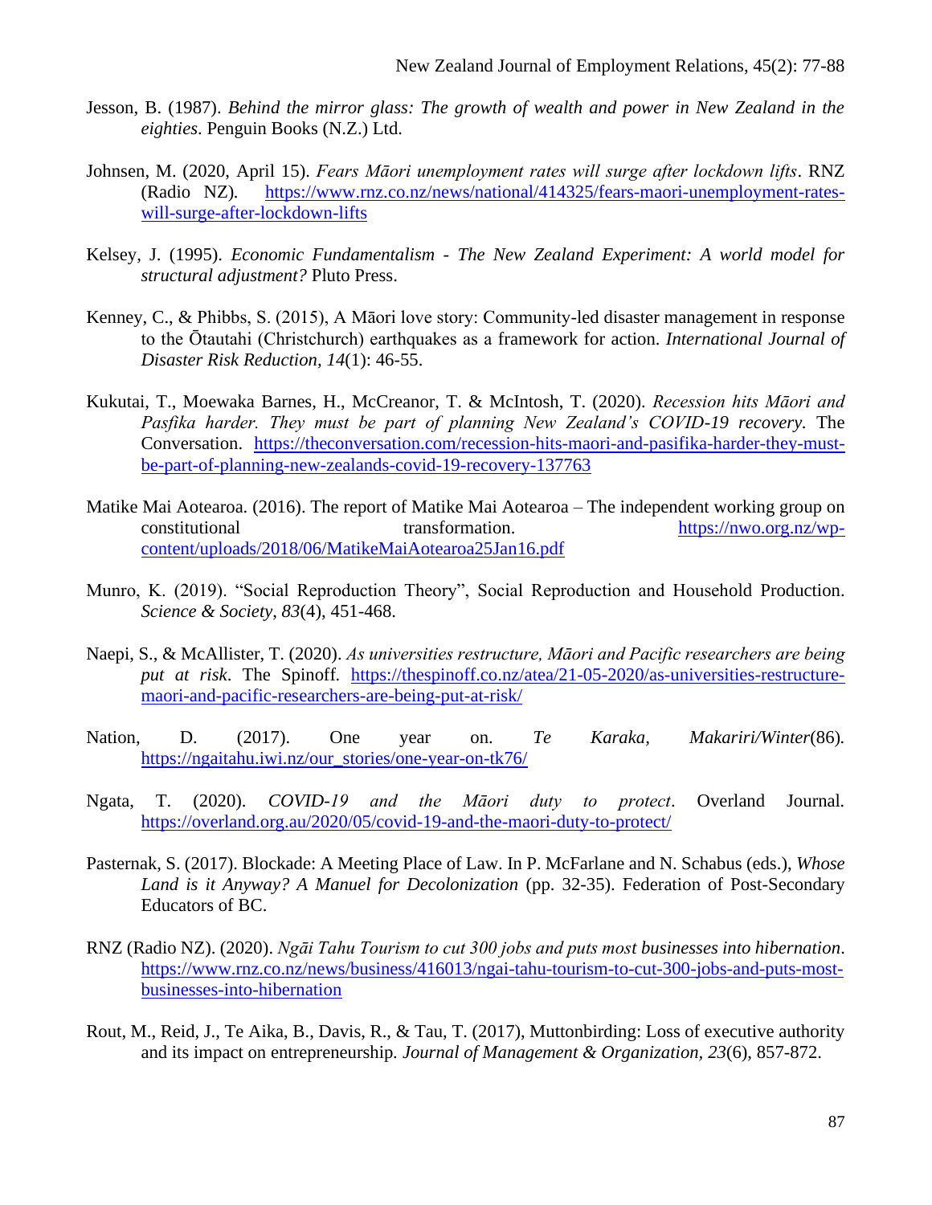Jesson, B. (1987). *Behind the mirror glass: The growth of wealth and power in New Zealand in the eighties*. Penguin Books (N.Z.) Ltd.

Johnsen, M. (2020, April 15). *Fears Māori unemployment rates will surge after lockdown lifts*. RNZ (Radio NZ). https://www.rnz.co.nz/news/national/414325/fears-maori-unemployment-rates-will-surge-after-lockdown-lifts

Kelsey, J. (1995). *Economic Fundamentalism - The New Zealand Experiment: A world model for structural adjustment?* Pluto Press.

Kenney, C., & Phibbs, S. (2015), A Māori love story: Community-led disaster management in response to the Ōtautahi (Christchurch) earthquakes as a framework for action. *International Journal of Disaster Risk Reduction, 14*(1): 46-55.

Kukutai, T., Moewaka Barnes, H., McCreanor, T. & McIntosh, T. (2020). *Recession hits Māori and Pasfika harder. They must be part of planning New Zealand's COVID-19 recovery.* The Conversation. https://theconversation.com/recession-hits-maori-and-pasifika-harder-they-must-be-part-of-planning-new-zealands-covid-19-recovery-137763

Matike Mai Aotearoa. (2016). The report of Matike Mai Aotearoa – The independent working group on constitutional transformation. https://nwo.org.nz/wp-content/uploads/2018/06/MatikeMaiAotearoa25Jan16.pdf

Munro, K. (2019). "Social Reproduction Theory", Social Reproduction and Household Production. *Science & Society*, *83*(4), 451-468.

Naepi, S., & McAllister, T. (2020). *As universities restructure, Māori and Pacific researchers are being put at risk*. The Spinoff. https://thespinoff.co.nz/atea/21-05-2020/as-universities-restructure-maori-and-pacific-researchers-are-being-put-at-risk/

Nation, D. (2017). One year on. *Te Karaka, Makariri/Winter*(86). https://ngaitahu.iwi.nz/our_stories/one-year-on-tk76/

Ngata, T. (2020). *COVID-19 and the Māori duty to protect*. Overland Journal. https://overland.org.au/2020/05/covid-19-and-the-maori-duty-to-protect/

Pasternak, S. (2017). Blockade: A Meeting Place of Law. In P. McFarlane and N. Schabus (eds.), *Whose Land is it Anyway? A Manuel for Decolonization* (pp. 32-35). Federation of Post-Secondary Educators of BC.

RNZ (Radio NZ). (2020). *Ngāi Tahu Tourism to cut 300 jobs and puts most businesses into hibernation*. https://www.rnz.co.nz/news/business/416013/ngai-tahu-tourism-to-cut-300-jobs-and-puts-most-businesses-into-hibernation

Rout, M., Reid, J., Te Aika, B., Davis, R., & Tau, T. (2017), Muttonbirding: Loss of executive authority and its impact on entrepreneurship. *Journal of Management & Organization, 23*(6), 857-872.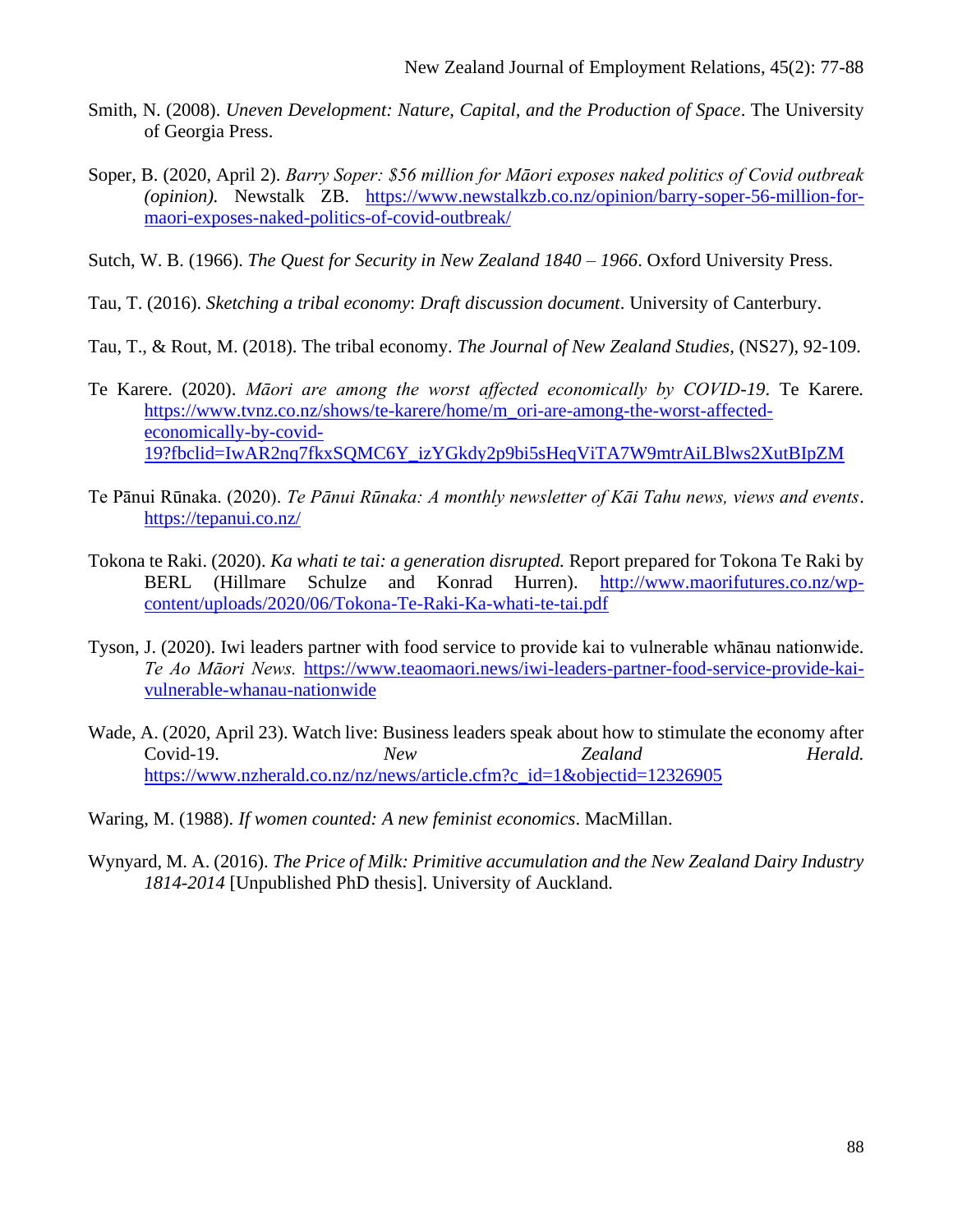Smith, N. (2008). *Uneven Development: Nature, Capital, and the Production of Space*. The University of Georgia Press.

Soper, B. (2020, April 2). *Barry Soper: $56 million for Māori exposes naked politics of Covid outbreak (opinion).* Newstalk ZB. https://www.newstalkzb.co.nz/opinion/barry-soper-56-million-for-maori-exposes-naked-politics-of-covid-outbreak/

Sutch, W. B. (1966). *The Quest for Security in New Zealand 1840 – 1966*. Oxford University Press.

Tau, T. (2016). *Sketching a tribal economy*: *Draft discussion document*. University of Canterbury.

Tau, T., & Rout, M. (2018). The tribal economy. *The Journal of New Zealand Studies*, (NS27), 92-109.

Te Karere. (2020). *Māori are among the worst affected economically by COVID-19*. Te Karere. https://www.tvnz.co.nz/shows/te-karere/home/m_ori-are-among-the-worst-affected-economically-by-covid-19?fbclid=IwAR2nq7fkxSQMC6Y_izYGkdy2p9bi5sHeqViTA7W9mtrAiLBlws2XutBIpZM

Te Pānui Rūnaka. (2020). *Te Pānui Rūnaka: A monthly newsletter of Kāi Tahu news, views and events*. https://tepanui.co.nz/

Tokona te Raki. (2020). *Ka whati te tai: a generation disrupted.* Report prepared for Tokona Te Raki by BERL (Hillmare Schulze and Konrad Hurren). http://www.maorifutures.co.nz/wp-content/uploads/2020/06/Tokona-Te-Raki-Ka-whati-te-tai.pdf

Tyson, J. (2020). Iwi leaders partner with food service to provide kai to vulnerable whānau nationwide. *Te Ao Māori News.* https://www.teaomaori.news/iwi-leaders-partner-food-service-provide-kai-vulnerable-whanau-nationwide

Wade, A. (2020, April 23). Watch live: Business leaders speak about how to stimulate the economy after Covid-19. *New Zealand Herald.* https://www.nzherald.co.nz/nz/news/article.cfm?c_id=1&objectid=12326905

Waring, M. (1988). *If women counted: A new feminist economics*. MacMillan.

Wynyard, M. A. (2016). *The Price of Milk: Primitive accumulation and the New Zealand Dairy Industry 1814-2014* [Unpublished PhD thesis]. University of Auckland.